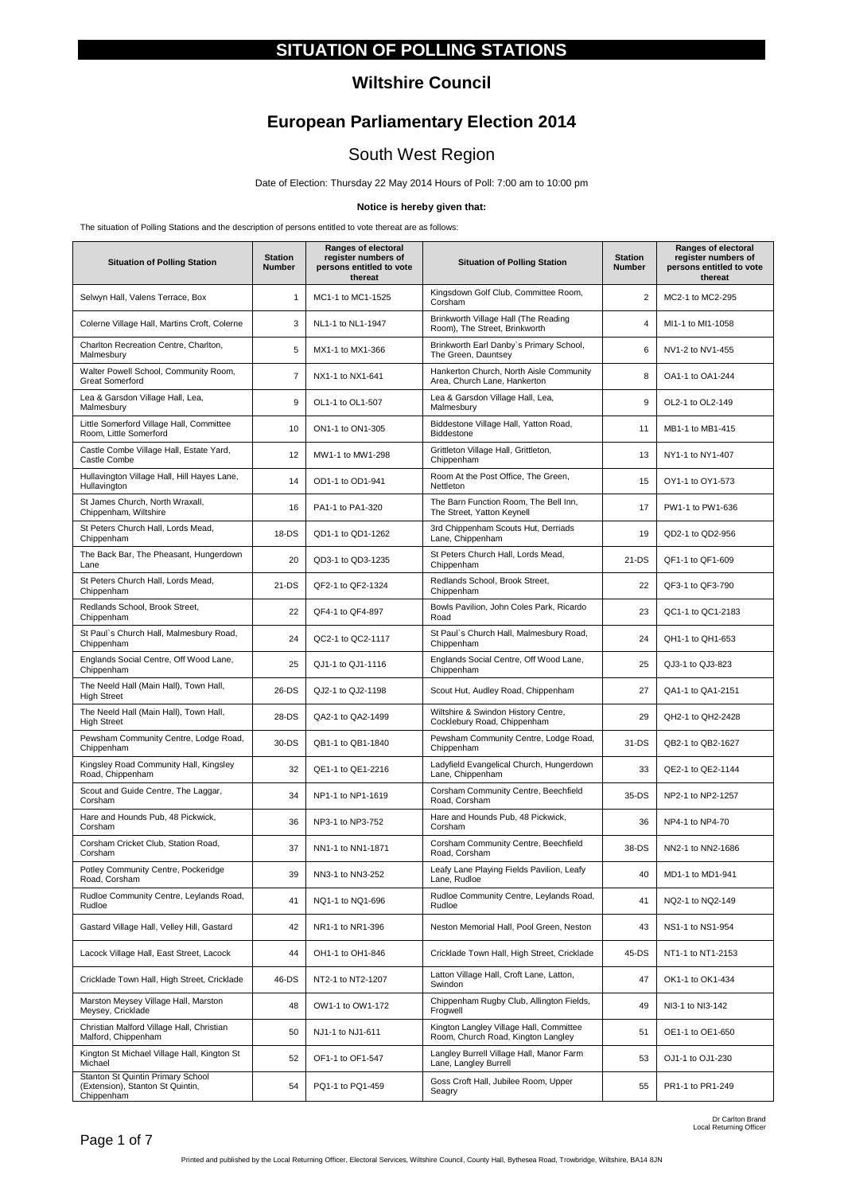# SITUATION OF POLLING STATIONS

## Wiltshire Council

## European Parliamentary Election 2014

## South West Region

Date of Election: Thursday 22 May 2014 Hours of Poll: 7:00 am to 10:00 pm

**Notice is hereby given that:**

The situation of Polling Stations and the description of persons entitled to vote thereat are as follows:

| Situation of Polling Station | Station Number | Ranges of electoral register numbers of persons entitled to vote thereat | Situation of Polling Station | Station Number | Ranges of electoral register numbers of persons entitled to vote thereat |
|---|---|---|---|---|---|
| Selwyn Hall, Valens Terrace, Box | 1 | MC1-1 to MC1-1525 | Kingsdown Golf Club, Committee Room, Corsham | 2 | MC2-1 to MC2-295 |
| Colerne Village Hall, Martins Croft, Colerne | 3 | NL1-1 to NL1-1947 | Brinkworth Village Hall (The Reading Room), The Street, Brinkworth | 4 | MI1-1 to MI1-1058 |
| Charlton Recreation Centre, Charlton, Malmesbury | 5 | MX1-1 to MX1-366 | Brinkworth Earl Danby`s Primary School, The Green, Dauntsey | 6 | NV1-2 to NV1-455 |
| Walter Powell School, Community Room, Great Somerford | 7 | NX1-1 to NX1-641 | Hankerton Church, North Aisle Community Area, Church Lane, Hankerton | 8 | OA1-1 to OA1-244 |
| Lea & Garsdon Village Hall, Lea, Malmesbury | 9 | OL1-1 to OL1-507 | Lea & Garsdon Village Hall, Lea, Malmesbury | 9 | OL2-1 to OL2-149 |
| Little Somerford Village Hall, Committee Room, Little Somerford | 10 | ON1-1 to ON1-305 | Biddestone Village Hall, Yatton Road, Biddestone | 11 | MB1-1 to MB1-415 |
| Castle Combe Village Hall, Estate Yard, Castle Combe | 12 | MW1-1 to MW1-298 | Grittleton Village Hall, Grittleton, Chippenham | 13 | NY1-1 to NY1-407 |
| Hullavington Village Hall, Hill Hayes Lane, Hullavington | 14 | OD1-1 to OD1-941 | Room At the Post Office, The Green, Nettleton | 15 | OY1-1 to OY1-573 |
| St James Church, North Wraxall, Chippenham, Wiltshire | 16 | PA1-1 to PA1-320 | The Barn Function Room, The Bell Inn, The Street, Yatton Keynell | 17 | PW1-1 to PW1-636 |
| St Peters Church Hall, Lords Mead, Chippenham | 18-DS | QD1-1 to QD1-1262 | 3rd Chippenham Scouts Hut, Derriads Lane, Chippenham | 19 | QD2-1 to QD2-956 |
| The Back Bar, The Pheasant, Hungerdown Lane | 20 | QD3-1 to QD3-1235 | St Peters Church Hall, Lords Mead, Chippenham | 21-DS | QF1-1 to QF1-609 |
| St Peters Church Hall, Lords Mead, Chippenham | 21-DS | QF2-1 to QF2-1324 | Redlands School, Brook Street, Chippenham | 22 | QF3-1 to QF3-790 |
| Redlands School, Brook Street, Chippenham | 22 | QF4-1 to QF4-897 | Bowls Pavilion, John Coles Park, Ricardo Road | 23 | QC1-1 to QC1-2183 |
| St Paul`s Church Hall, Malmesbury Road, Chippenham | 24 | QC2-1 to QC2-1117 | St Paul`s Church Hall, Malmesbury Road, Chippenham | 24 | QH1-1 to QH1-653 |
| Englands Social Centre, Off Wood Lane, Chippenham | 25 | QJ1-1 to QJ1-1116 | Englands Social Centre, Off Wood Lane, Chippenham | 25 | QJ3-1 to QJ3-823 |
| The Neeld Hall (Main Hall), Town Hall, High Street | 26-DS | QJ2-1 to QJ2-1198 | Scout Hut, Audley Road, Chippenham | 27 | QA1-1 to QA1-2151 |
| The Neeld Hall (Main Hall), Town Hall, High Street | 28-DS | QA2-1 to QA2-1499 | Wiltshire & Swindon History Centre, Cocklebury Road, Chippenham | 29 | QH2-1 to QH2-2428 |
| Pewsham Community Centre, Lodge Road, Chippenham | 30-DS | QB1-1 to QB1-1840 | Pewsham Community Centre, Lodge Road, Chippenham | 31-DS | QB2-1 to QB2-1627 |
| Kingsley Road Community Hall, Kingsley Road, Chippenham | 32 | QE1-1 to QE1-2216 | Ladyfield Evangelical Church, Hungerdown Lane, Chippenham | 33 | QE2-1 to QE2-1144 |
| Scout and Guide Centre, The Laggar, Corsham | 34 | NP1-1 to NP1-1619 | Corsham Community Centre, Beechfield Road, Corsham | 35-DS | NP2-1 to NP2-1257 |
| Hare and Hounds Pub, 48 Pickwick, Corsham | 36 | NP3-1 to NP3-752 | Hare and Hounds Pub, 48 Pickwick, Corsham | 36 | NP4-1 to NP4-70 |
| Corsham Cricket Club, Station Road, Corsham | 37 | NN1-1 to NN1-1871 | Corsham Community Centre, Beechfield Road, Corsham | 38-DS | NN2-1 to NN2-1686 |
| Potley Community Centre, Pockeridge Road, Corsham | 39 | NN3-1 to NN3-252 | Leafy Lane Playing Fields Pavilion, Leafy Lane, Rudloe | 40 | MD1-1 to MD1-941 |
| Rudloe Community Centre, Leylands Road, Rudloe | 41 | NQ1-1 to NQ1-696 | Rudloe Community Centre, Leylands Road, Rudloe | 41 | NQ2-1 to NQ2-149 |
| Gastard Village Hall, Velley Hill, Gastard | 42 | NR1-1 to NR1-396 | Neston Memorial Hall, Pool Green, Neston | 43 | NS1-1 to NS1-954 |
| Lacock Village Hall, East Street, Lacock | 44 | OH1-1 to OH1-846 | Cricklade Town Hall, High Street, Cricklade | 45-DS | NT1-1 to NT1-2153 |
| Cricklade Town Hall, High Street, Cricklade | 46-DS | NT2-1 to NT2-1207 | Latton Village Hall, Croft Lane, Latton, Swindon | 47 | OK1-1 to OK1-434 |
| Marston Meysey Village Hall, Marston Meysey, Cricklade | 48 | OW1-1 to OW1-172 | Chippenham Rugby Club, Allington Fields, Frogwell | 49 | NI3-1 to NI3-142 |
| Christian Malford Village Hall, Christian Malford, Chippenham | 50 | NJ1-1 to NJ1-611 | Kington Langley Village Hall, Committee Room, Church Road, Kington Langley | 51 | OE1-1 to OE1-650 |
| Kington St Michael Village Hall, Kington St Michael | 52 | OF1-1 to OF1-547 | Langley Burrell Village Hall, Manor Farm Lane, Langley Burrell | 53 | OJ1-1 to OJ1-230 |
| Stanton St Quintin Primary School (Extension), Stanton St Quintin, Chippenham | 54 | PQ1-1 to PQ1-459 | Goss Croft Hall, Jubilee Room, Upper Seagry | 55 | PR1-1 to PR1-249 |

Dr Carlton Brand
Local Returning Officer

Printed and published by the Local Returning Officer, Electoral Services, Wiltshire Council, County Hall, Bythesea Road, Trowbridge, Wiltshire, BA14 8JN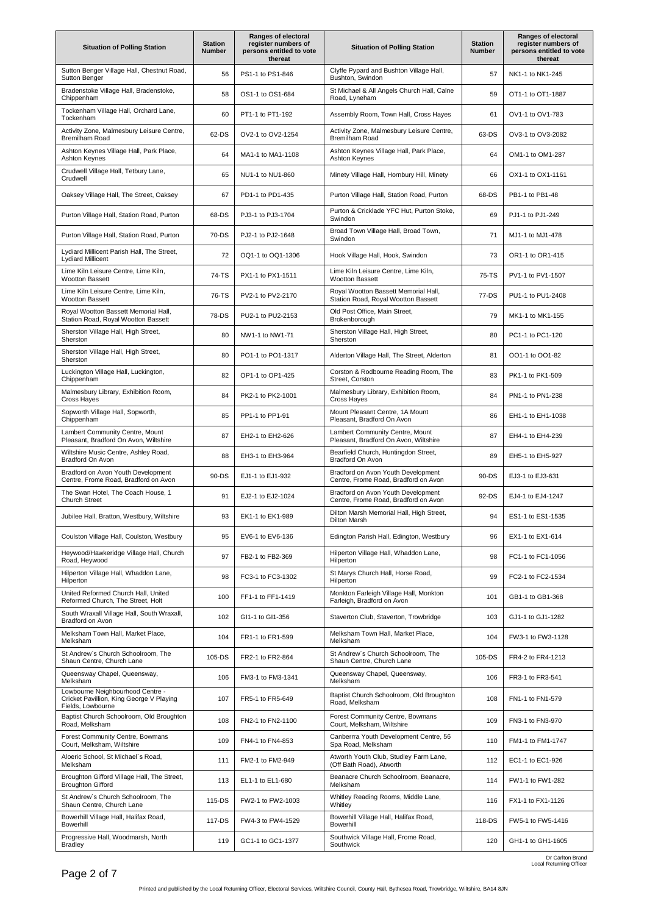| Situation of Polling Station | Station Number | Ranges of electoral register numbers of persons entitled to vote thereat | Situation of Polling Station | Station Number | Ranges of electoral register numbers of persons entitled to vote thereat |
|---|---|---|---|---|---|
| Sutton Benger Village Hall, Chestnut Road, Sutton Benger | 56 | PS1-1 to PS1-846 | Clyffe Pypard and Bushton Village Hall, Bushton, Swindon | 57 | NK1-1 to NK1-245 |
| Bradenstoke Village Hall, Bradenstoke, Chippenham | 58 | OS1-1 to OS1-684 | St Michael & All Angels Church Hall, Calne Road, Lyneham | 59 | OT1-1 to OT1-1887 |
| Tockenham Village Hall, Orchard Lane, Tockenham | 60 | PT1-1 to PT1-192 | Assembly Room, Town Hall, Cross Hayes | 61 | OV1-1 to OV1-783 |
| Activity Zone, Malmesbury Leisure Centre, Bremilham Road | 62-DS | OV2-1 to OV2-1254 | Activity Zone, Malmesbury Leisure Centre, Bremilham Road | 63-DS | OV3-1 to OV3-2082 |
| Ashton Keynes Village Hall, Park Place, Ashton Keynes | 64 | MA1-1 to MA1-1108 | Ashton Keynes Village Hall, Park Place, Ashton Keynes | 64 | OM1-1 to OM1-287 |
| Crudwell Village Hall, Tetbury Lane, Crudwell | 65 | NU1-1 to NU1-860 | Minety Village Hall, Hornbury Hill, Minety | 66 | OX1-1 to OX1-1161 |
| Oaksey Village Hall, The Street, Oaksey | 67 | PD1-1 to PD1-435 | Purton Village Hall, Station Road, Purton | 68-DS | PB1-1 to PB1-48 |
| Purton Village Hall, Station Road, Purton | 68-DS | PJ3-1 to PJ3-1704 | Purton & Cricklade YFC Hut, Purton Stoke, Swindon | 69 | PJ1-1 to PJ1-249 |
| Purton Village Hall, Station Road, Purton | 70-DS | PJ2-1 to PJ2-1648 | Broad Town Village Hall, Broad Town, Swindon | 71 | MJ1-1 to MJ1-478 |
| Lydiard Millicent Parish Hall, The Street, Lydiard Millicent | 72 | OQ1-1 to OQ1-1306 | Hook Village Hall, Hook, Swindon | 73 | OR1-1 to OR1-415 |
| Lime Kiln Leisure Centre, Lime Kiln, Wootton Bassett | 74-TS | PX1-1 to PX1-1511 | Lime Kiln Leisure Centre, Lime Kiln, Wootton Bassett | 75-TS | PV1-1 to PV1-1507 |
| Lime Kiln Leisure Centre, Lime Kiln, Wootton Bassett | 76-TS | PV2-1 to PV2-2170 | Royal Wootton Bassett Memorial Hall, Station Road, Royal Wootton Bassett | 77-DS | PU1-1 to PU1-2408 |
| Royal Wootton Bassett Memorial Hall, Station Road, Royal Wootton Bassett | 78-DS | PU2-1 to PU2-2153 | Old Post Office, Main Street, Brokenborough | 79 | MK1-1 to MK1-155 |
| Sherston Village Hall, High Street, Sherston | 80 | NW1-1 to NW1-71 | Sherston Village Hall, High Street, Sherston | 80 | PC1-1 to PC1-120 |
| Sherston Village Hall, High Street, Sherston | 80 | PO1-1 to PO1-1317 | Alderton Village Hall, The Street, Alderton | 81 | OO1-1 to OO1-82 |
| Luckington Village Hall, Luckington, Chippenham | 82 | OP1-1 to OP1-425 | Corston & Rodbourne Reading Room, The Street, Corston | 83 | PK1-1 to PK1-509 |
| Malmesbury Library, Exhibition Room, Cross Hayes | 84 | PK2-1 to PK2-1001 | Malmesbury Library, Exhibition Room, Cross Hayes | 84 | PN1-1 to PN1-238 |
| Sopworth Village Hall, Sopworth, Chippenham | 85 | PP1-1 to PP1-91 | Mount Pleasant Centre, 1A Mount Pleasant, Bradford On Avon | 86 | EH1-1 to EH1-1038 |
| Lambert Community Centre, Mount Pleasant, Bradford On Avon, Wiltshire | 87 | EH2-1 to EH2-626 | Lambert Community Centre, Mount Pleasant, Bradford On Avon, Wiltshire | 87 | EH4-1 to EH4-239 |
| Wiltshire Music Centre, Ashley Road, Bradford On Avon | 88 | EH3-1 to EH3-964 | Bearfield Church, Huntingdon Street, Bradford On Avon | 89 | EH5-1 to EH5-927 |
| Bradford on Avon Youth Development Centre, Frome Road, Bradford on Avon | 90-DS | EJ1-1 to EJ1-932 | Bradford on Avon Youth Development Centre, Frome Road, Bradford on Avon | 90-DS | EJ3-1 to EJ3-631 |
| The Swan Hotel, The Coach House, 1 Church Street | 91 | EJ2-1 to EJ2-1024 | Bradford on Avon Youth Development Centre, Frome Road, Bradford on Avon | 92-DS | EJ4-1 to EJ4-1247 |
| Jubilee Hall, Bratton, Westbury, Wiltshire | 93 | EK1-1 to EK1-989 | Dilton Marsh Memorial Hall, High Street, Dilton Marsh | 94 | ES1-1 to ES1-1535 |
| Coulston Village Hall, Coulston, Westbury | 95 | EV6-1 to EV6-136 | Edington Parish Hall, Edington, Westbury | 96 | EX1-1 to EX1-614 |
| Heywood/Hawkeridge Village Hall, Church Road, Heywood | 97 | FB2-1 to FB2-369 | Hilperton Village Hall, Whaddon Lane, Hilperton | 98 | FC1-1 to FC1-1056 |
| Hilperton Village Hall, Whaddon Lane, Hilperton | 98 | FC3-1 to FC3-1302 | St Marys Church Hall, Horse Road, Hilperton | 99 | FC2-1 to FC2-1534 |
| United Reformed Church Hall, United Reformed Church, The Street, Holt | 100 | FF1-1 to FF1-1419 | Monkton Farleigh Village Hall, Monkton Farleigh, Bradford on Avon | 101 | GB1-1 to GB1-368 |
| South Wraxall Village Hall, South Wraxall, Bradford on Avon | 102 | GI1-1 to GI1-356 | Staverton Club, Staverton, Trowbridge | 103 | GJ1-1 to GJ1-1282 |
| Melksham Town Hall, Market Place, Melksham | 104 | FR1-1 to FR1-599 | Melksham Town Hall, Market Place, Melksham | 104 | FW3-1 to FW3-1128 |
| St Andrew`s Church Schoolroom, The Shaun Centre, Church Lane | 105-DS | FR2-1 to FR2-864 | St Andrew`s Church Schoolroom, The Shaun Centre, Church Lane | 105-DS | FR4-2 to FR4-1213 |
| Queensway Chapel, Queensway, Melksham | 106 | FM3-1 to FM3-1341 | Queensway Chapel, Queensway, Melksham | 106 | FR3-1 to FR3-541 |
| Lowbourne Neighbourhood Centre - Cricket Pavillion, King George V Playing Fields, Lowbourne | 107 | FR5-1 to FR5-649 | Baptist Church Schoolroom, Old Broughton Road, Melksham | 108 | FN1-1 to FN1-579 |
| Baptist Church Schoolroom, Old Broughton Road, Melksham | 108 | FN2-1 to FN2-1100 | Forest Community Centre, Bowmans Court, Melksham, Wiltshire | 109 | FN3-1 to FN3-970 |
| Forest Community Centre, Bowmans Court, Melksham, Wiltshire | 109 | FN4-1 to FN4-853 | Canberrra Youth Development Centre, 56 Spa Road, Melksham | 110 | FM1-1 to FM1-1747 |
| Aloeric School, St Michael`s Road, Melksham | 111 | FM2-1 to FM2-949 | Atworth Youth Club, Studley Farm Lane, (Off Bath Road), Atworth | 112 | EC1-1 to EC1-926 |
| Broughton Gifford Village Hall, The Street, Broughton Gifford | 113 | EL1-1 to EL1-680 | Beanacre Church Schoolroom, Beanacre, Melksham | 114 | FW1-1 to FW1-282 |
| St Andrew`s Church Schoolroom, The Shaun Centre, Church Lane | 115-DS | FW2-1 to FW2-1003 | Whitley Reading Rooms, Middle Lane, Whitley | 116 | FX1-1 to FX1-1126 |
| Bowerhill Village Hall, Halifax Road, Bowerhill | 117-DS | FW4-3 to FW4-1529 | Bowerhill Village Hall, Halifax Road, Bowerhill | 118-DS | FW5-1 to FW5-1416 |
| Progressive Hall, Woodmarsh, North Bradley | 119 | GC1-1 to GC1-1377 | Southwick Village Hall, Frome Road, Southwick | 120 | GH1-1 to GH1-1605 |

Dr Carlton Brand
Local Returning Officer

Printed and published by the Local Returning Officer, Electoral Services, Wiltshire Council, County Hall, Bythesea Road, Trowbridge, Wiltshire, BA14 8JN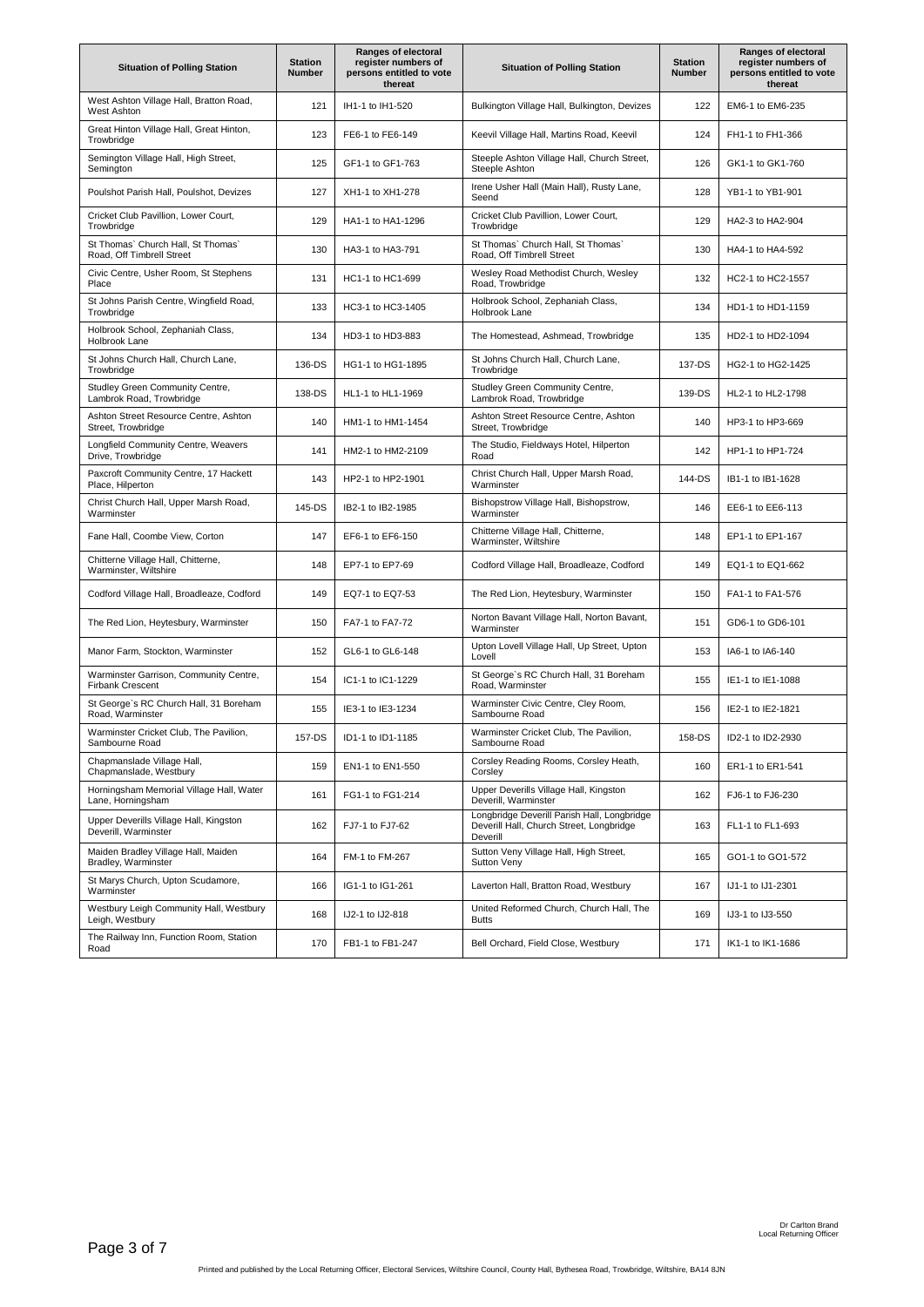| Situation of Polling Station | Station Number | Ranges of electoral register numbers of persons entitled to vote thereat | Situation of Polling Station | Station Number | Ranges of electoral register numbers of persons entitled to vote thereat |
|---|---|---|---|---|---|
| West Ashton Village Hall, Bratton Road, West Ashton | 121 | IH1-1 to IH1-520 | Bulkington Village Hall, Bulkington, Devizes | 122 | EM6-1 to EM6-235 |
| Great Hinton Village Hall, Great Hinton, Trowbridge | 123 | FE6-1 to FE6-149 | Keevil Village Hall, Martins Road, Keevil | 124 | FH1-1 to FH1-366 |
| Semington Village Hall, High Street, Semington | 125 | GF1-1 to GF1-763 | Steeple Ashton Village Hall, Church Street, Steeple Ashton | 126 | GK1-1 to GK1-760 |
| Poulshot Parish Hall, Poulshot, Devizes | 127 | XH1-1 to XH1-278 | Irene Usher Hall (Main Hall), Rusty Lane, Seend | 128 | YB1-1 to YB1-901 |
| Cricket Club Pavillion, Lower Court, Trowbridge | 129 | HA1-1 to HA1-1296 | Cricket Club Pavillion, Lower Court, Trowbridge | 129 | HA2-3 to HA2-904 |
| St Thomas` Church Hall, St Thomas` Road, Off Timbrell Street | 130 | HA3-1 to HA3-791 | St Thomas` Church Hall, St Thomas` Road, Off Timbrell Street | 130 | HA4-1 to HA4-592 |
| Civic Centre, Usher Room, St Stephens Place | 131 | HC1-1 to HC1-699 | Wesley Road Methodist Church, Wesley Road, Trowbridge | 132 | HC2-1 to HC2-1557 |
| St Johns Parish Centre, Wingfield Road, Trowbridge | 133 | HC3-1 to HC3-1405 | Holbrook School, Zephaniah Class, Holbrook Lane | 134 | HD1-1 to HD1-1159 |
| Holbrook School, Zephaniah Class, Holbrook Lane | 134 | HD3-1 to HD3-883 | The Homestead, Ashmead, Trowbridge | 135 | HD2-1 to HD2-1094 |
| St Johns Church Hall, Church Lane, Trowbridge | 136-DS | HG1-1 to HG1-1895 | St Johns Church Hall, Church Lane, Trowbridge | 137-DS | HG2-1 to HG2-1425 |
| Studley Green Community Centre, Lambrok Road, Trowbridge | 138-DS | HL1-1 to HL1-1969 | Studley Green Community Centre, Lambrok Road, Trowbridge | 139-DS | HL2-1 to HL2-1798 |
| Ashton Street Resource Centre, Ashton Street, Trowbridge | 140 | HM1-1 to HM1-1454 | Ashton Street Resource Centre, Ashton Street, Trowbridge | 140 | HP3-1 to HP3-669 |
| Longfield Community Centre, Weavers Drive, Trowbridge | 141 | HM2-1 to HM2-2109 | The Studio, Fieldways Hotel, Hilperton Road | 142 | HP1-1 to HP1-724 |
| Paxcroft Community Centre, 17 Hackett Place, Hilperton | 143 | HP2-1 to HP2-1901 | Christ Church Hall, Upper Marsh Road, Warminster | 144-DS | IB1-1 to IB1-1628 |
| Christ Church Hall, Upper Marsh Road, Warminster | 145-DS | IB2-1 to IB2-1985 | Bishopstrow Village Hall, Bishopstrow, Warminster | 146 | EE6-1 to EE6-113 |
| Fane Hall, Coombe View, Corton | 147 | EF6-1 to EF6-150 | Chitterne Village Hall, Chitterne, Warminster, Wiltshire | 148 | EP1-1 to EP1-167 |
| Chitterne Village Hall, Chitterne, Warminster, Wiltshire | 148 | EP7-1 to EP7-69 | Codford Village Hall, Broadleaze, Codford | 149 | EQ1-1 to EQ1-662 |
| Codford Village Hall, Broadleaze, Codford | 149 | EQ7-1 to EQ7-53 | The Red Lion, Heytesbury, Warminster | 150 | FA1-1 to FA1-576 |
| The Red Lion, Heytesbury, Warminster | 150 | FA7-1 to FA7-72 | Norton Bavant Village Hall, Norton Bavant, Warminster | 151 | GD6-1 to GD6-101 |
| Manor Farm, Stockton, Warminster | 152 | GL6-1 to GL6-148 | Upton Lovell Village Hall, Up Street, Upton Lovell | 153 | IA6-1 to IA6-140 |
| Warminster Garrison, Community Centre, Firbank Crescent | 154 | IC1-1 to IC1-1229 | St George`s RC Church Hall, 31 Boreham Road, Warminster | 155 | IE1-1 to IE1-1088 |
| St George`s RC Church Hall, 31 Boreham Road, Warminster | 155 | IE3-1 to IE3-1234 | Warminster Civic Centre, Cley Room, Sambourne Road | 156 | IE2-1 to IE2-1821 |
| Warminster Cricket Club, The Pavilion, Sambourne Road | 157-DS | ID1-1 to ID1-1185 | Warminster Cricket Club, The Pavilion, Sambourne Road | 158-DS | ID2-1 to ID2-2930 |
| Chapmanslade Village Hall, Chapmanslade, Westbury | 159 | EN1-1 to EN1-550 | Corsley Reading Rooms, Corsley Heath, Corsley | 160 | ER1-1 to ER1-541 |
| Horningsham Memorial Village Hall, Water Lane, Horningsham | 161 | FG1-1 to FG1-214 | Upper Deverills Village Hall, Kingston Deverill, Warminster | 162 | FJ6-1 to FJ6-230 |
| Upper Deverills Village Hall, Kingston Deverill, Warminster | 162 | FJ7-1 to FJ7-62 | Longbridge Deverill Parish Hall, Longbridge Deverill Hall, Church Street, Longbridge Deverill | 163 | FL1-1 to FL1-693 |
| Maiden Bradley Village Hall, Maiden Bradley, Warminster | 164 | FM-1 to FM-267 | Sutton Veny Village Hall, High Street, Sutton Veny | 165 | GO1-1 to GO1-572 |
| St Marys Church, Upton Scudamore, Warminster | 166 | IG1-1 to IG1-261 | Laverton Hall, Bratton Road, Westbury | 167 | IJ1-1 to IJ1-2301 |
| Westbury Leigh Community Hall, Westbury Leigh, Westbury | 168 | IJ2-1 to IJ2-818 | United Reformed Church, Church Hall, The Butts | 169 | IJ3-1 to IJ3-550 |
| The Railway Inn, Function Room, Station Road | 170 | FB1-1 to FB1-247 | Bell Orchard, Field Close, Westbury | 171 | IK1-1 to IK1-1686 |

Dr Carlton Brand
Local Returning Officer

Printed and published by the Local Returning Officer, Electoral Services, Wiltshire Council, County Hall, Bythesea Road, Trowbridge, Wiltshire, BA14 8JN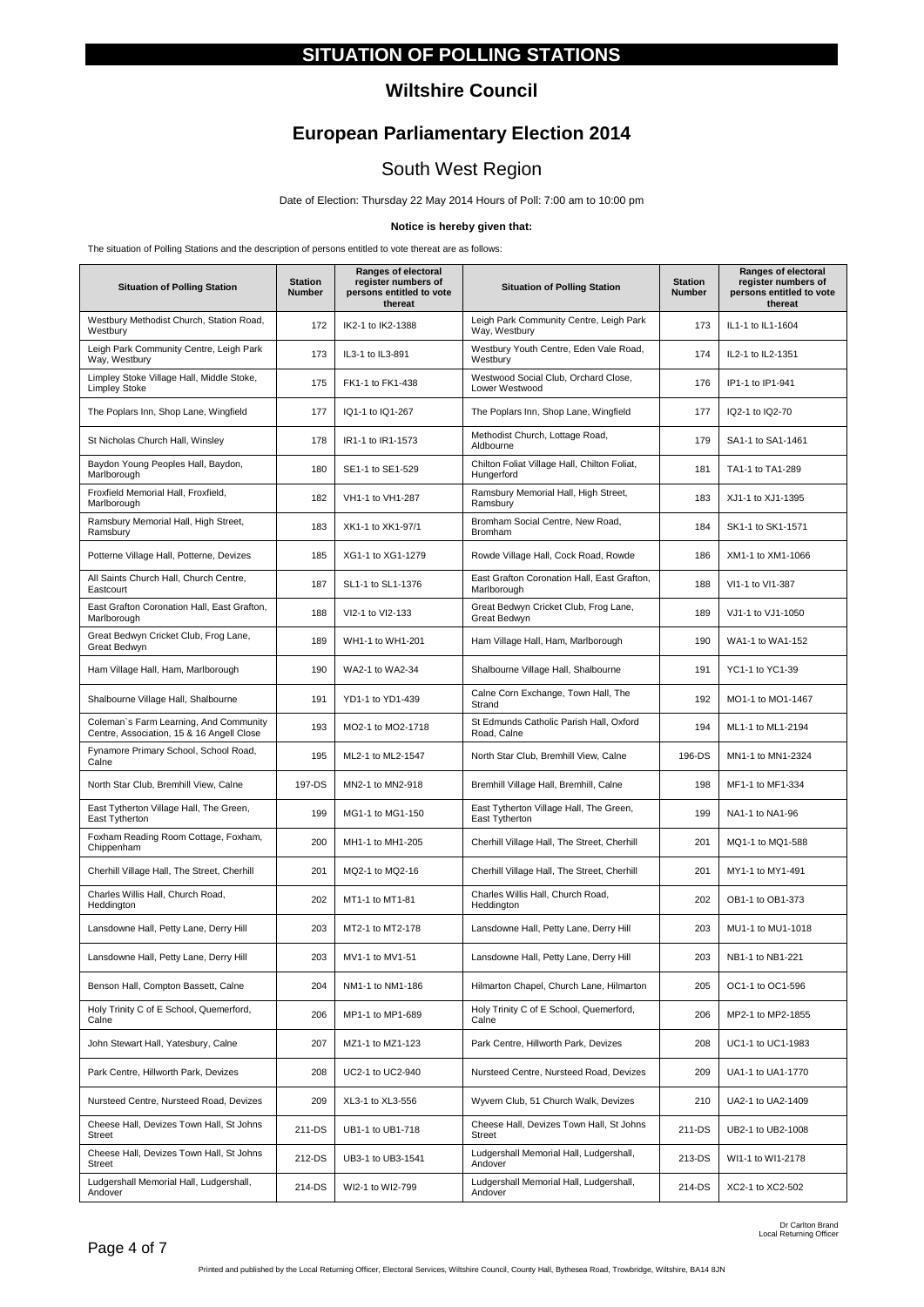# SITUATION OF POLLING STATIONS

## Wiltshire Council

## European Parliamentary Election 2014

### South West Region

Date of Election: Thursday 22 May 2014 Hours of Poll: 7:00 am to 10:00 pm

**Notice is hereby given that:**

The situation of Polling Stations and the description of persons entitled to vote thereat are as follows:

| Situation of Polling Station | Station Number | Ranges of electoral register numbers of persons entitled to vote thereat | Situation of Polling Station | Station Number | Ranges of electoral register numbers of persons entitled to vote thereat |
|---|---|---|---|---|---|
| Westbury Methodist Church, Station Road, Westbury | 172 | IK2-1 to IK2-1388 | Leigh Park Community Centre, Leigh Park Way, Westbury | 173 | IL1-1 to IL1-1604 |
| Leigh Park Community Centre, Leigh Park Way, Westbury | 173 | IL3-1 to IL3-891 | Westbury Youth Centre, Eden Vale Road, Westbury | 174 | IL2-1 to IL2-1351 |
| Limpley Stoke Village Hall, Middle Stoke, Limpley Stoke | 175 | FK1-1 to FK1-438 | Westwood Social Club, Orchard Close, Lower Westwood | 176 | IP1-1 to IP1-941 |
| The Poplars Inn, Shop Lane, Wingfield | 177 | IQ1-1 to IQ1-267 | The Poplars Inn, Shop Lane, Wingfield | 177 | IQ2-1 to IQ2-70 |
| St Nicholas Church Hall, Winsley | 178 | IR1-1 to IR1-1573 | Methodist Church, Lottage Road, Aldbourne | 179 | SA1-1 to SA1-1461 |
| Baydon Young Peoples Hall, Baydon, Marlborough | 180 | SE1-1 to SE1-529 | Chilton Foliat Village Hall, Chilton Foliat, Hungerford | 181 | TA1-1 to TA1-289 |
| Froxfield Memorial Hall, Froxfield, Marlborough | 182 | VH1-1 to VH1-287 | Ramsbury Memorial Hall, High Street, Ramsbury | 183 | XJ1-1 to XJ1-1395 |
| Ramsbury Memorial Hall, High Street, Ramsbury | 183 | XK1-1 to XK1-97/1 | Bromham Social Centre, New Road, Bromham | 184 | SK1-1 to SK1-1571 |
| Potterne Village Hall, Potterne, Devizes | 185 | XG1-1 to XG1-1279 | Rowde Village Hall, Cock Road, Rowde | 186 | XM1-1 to XM1-1066 |
| All Saints Church Hall, Church Centre, Eastcourt | 187 | SL1-1 to SL1-1376 | East Grafton Coronation Hall, East Grafton, Marlborough | 188 | VI1-1 to VI1-387 |
| East Grafton Coronation Hall, East Grafton, Marlborough | 188 | VI2-1 to VI2-133 | Great Bedwyn Cricket Club, Frog Lane, Great Bedwyn | 189 | VJ1-1 to VJ1-1050 |
| Great Bedwyn Cricket Club, Frog Lane, Great Bedwyn | 189 | WH1-1 to WH1-201 | Ham Village Hall, Ham, Marlborough | 190 | WA1-1 to WA1-152 |
| Ham Village Hall, Ham, Marlborough | 190 | WA2-1 to WA2-34 | Shalbourne Village Hall, Shalbourne | 191 | YC1-1 to YC1-39 |
| Shalbourne Village Hall, Shalbourne | 191 | YD1-1 to YD1-439 | Calne Corn Exchange, Town Hall, The Strand | 192 | MO1-1 to MO1-1467 |
| Coleman`s Farm Learning, And Community Centre, Association, 15 & 16 Angell Close | 193 | MO2-1 to MO2-1718 | St Edmunds Catholic Parish Hall, Oxford Road, Calne | 194 | ML1-1 to ML1-2194 |
| Fynamore Primary School, School Road, Calne | 195 | ML2-1 to ML2-1547 | North Star Club, Bremhill View, Calne | 196-DS | MN1-1 to MN1-2324 |
| North Star Club, Bremhill View, Calne | 197-DS | MN2-1 to MN2-918 | Bremhill Village Hall, Bremhill, Calne | 198 | MF1-1 to MF1-334 |
| East Tytherton Village Hall, The Green, East Tytherton | 199 | MG1-1 to MG1-150 | East Tytherton Village Hall, The Green, East Tytherton | 199 | NA1-1 to NA1-96 |
| Foxham Reading Room Cottage, Foxham, Chippenham | 200 | MH1-1 to MH1-205 | Cherhill Village Hall, The Street, Cherhill | 201 | MQ1-1 to MQ1-588 |
| Cherhill Village Hall, The Street, Cherhill | 201 | MQ2-1 to MQ2-16 | Cherhill Village Hall, The Street, Cherhill | 201 | MY1-1 to MY1-491 |
| Charles Willis Hall, Church Road, Heddington | 202 | MT1-1 to MT1-81 | Charles Willis Hall, Church Road, Heddington | 202 | OB1-1 to OB1-373 |
| Lansdowne Hall, Petty Lane, Derry Hill | 203 | MT2-1 to MT2-178 | Lansdowne Hall, Petty Lane, Derry Hill | 203 | MU1-1 to MU1-1018 |
| Lansdowne Hall, Petty Lane, Derry Hill | 203 | MV1-1 to MV1-51 | Lansdowne Hall, Petty Lane, Derry Hill | 203 | NB1-1 to NB1-221 |
| Benson Hall, Compton Bassett, Calne | 204 | NM1-1 to NM1-186 | Hilmarton Chapel, Church Lane, Hilmarton | 205 | OC1-1 to OC1-596 |
| Holy Trinity C of E School, Quemerford, Calne | 206 | MP1-1 to MP1-689 | Holy Trinity C of E School, Quemerford, Calne | 206 | MP2-1 to MP2-1855 |
| John Stewart Hall, Yatesbury, Calne | 207 | MZ1-1 to MZ1-123 | Park Centre, Hillworth Park, Devizes | 208 | UC1-1 to UC1-1983 |
| Park Centre, Hillworth Park, Devizes | 208 | UC2-1 to UC2-940 | Nursteed Centre, Nursteed Road, Devizes | 209 | UA1-1 to UA1-1770 |
| Nursteed Centre, Nursteed Road, Devizes | 209 | XL3-1 to XL3-556 | Wyvern Club, 51 Church Walk, Devizes | 210 | UA2-1 to UA2-1409 |
| Cheese Hall, Devizes Town Hall, St Johns Street | 211-DS | UB1-1 to UB1-718 | Cheese Hall, Devizes Town Hall, St Johns Street | 211-DS | UB2-1 to UB2-1008 |
| Cheese Hall, Devizes Town Hall, St Johns Street | 212-DS | UB3-1 to UB3-1541 | Ludgershall Memorial Hall, Ludgershall, Andover | 213-DS | WI1-1 to WI1-2178 |
| Ludgershall Memorial Hall, Ludgershall, Andover | 214-DS | WI2-1 to WI2-799 | Ludgershall Memorial Hall, Ludgershall, Andover | 214-DS | XC2-1 to XC2-502 |

Dr Carlton Brand
Local Returning Officer

Printed and published by the Local Returning Officer, Electoral Services, Wiltshire Council, County Hall, Bythesea Road, Trowbridge, Wiltshire, BA14 8JN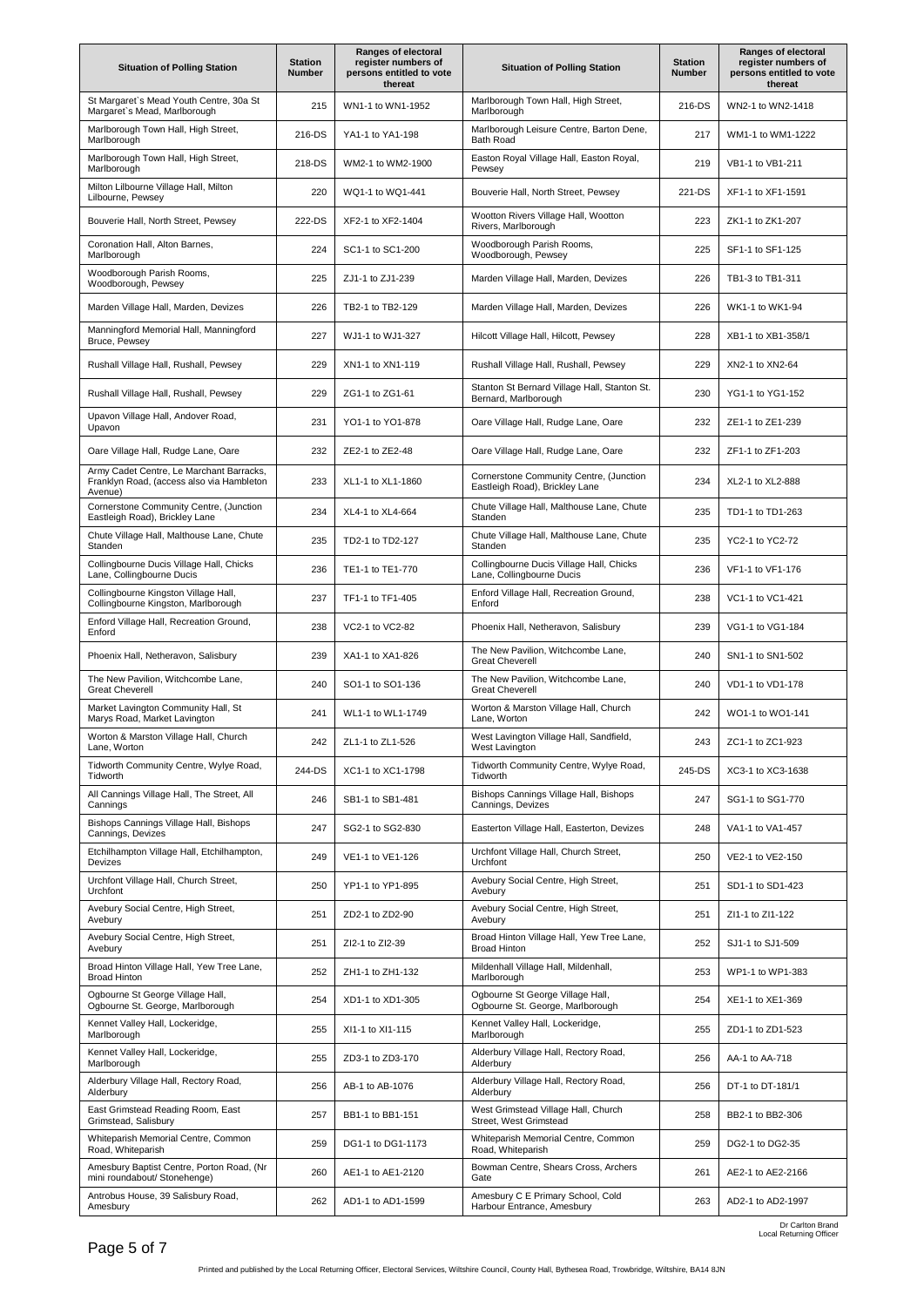| Situation of Polling Station | Station Number | Ranges of electoral register numbers of persons entitled to vote thereat | Situation of Polling Station | Station Number | Ranges of electoral register numbers of persons entitled to vote thereat |
|---|---|---|---|---|---|
| St Margaret`s Mead Youth Centre, 30a St Margaret`s Mead, Marlborough | 215 | WN1-1 to WN1-1952 | Marlborough Town Hall, High Street, Marlborough | 216-DS | WN2-1 to WN2-1418 |
| Marlborough Town Hall, High Street, Marlborough | 216-DS | YA1-1 to YA1-198 | Marlborough Leisure Centre, Barton Dene, Bath Road | 217 | WM1-1 to WM1-1222 |
| Marlborough Town Hall, High Street, Marlborough | 218-DS | WM2-1 to WM2-1900 | Easton Royal Village Hall, Easton Royal, Pewsey | 219 | VB1-1 to VB1-211 |
| Milton Lilbourne Village Hall, Milton Lilbourne, Pewsey | 220 | WQ1-1 to WQ1-441 | Bouverie Hall, North Street, Pewsey | 221-DS | XF1-1 to XF1-1591 |
| Bouverie Hall, North Street, Pewsey | 222-DS | XF2-1 to XF2-1404 | Wootton Rivers Village Hall, Wootton Rivers, Marlborough | 223 | ZK1-1 to ZK1-207 |
| Coronation Hall, Alton Barnes, Marlborough | 224 | SC1-1 to SC1-200 | Woodborough Parish Rooms, Woodborough, Pewsey | 225 | SF1-1 to SF1-125 |
| Woodborough Parish Rooms, Woodborough, Pewsey | 225 | ZJ1-1 to ZJ1-239 | Marden Village Hall, Marden, Devizes | 226 | TB1-3 to TB1-311 |
| Marden Village Hall, Marden, Devizes | 226 | TB2-1 to TB2-129 | Marden Village Hall, Marden, Devizes | 226 | WK1-1 to WK1-94 |
| Manningford Memorial Hall, Manningford Bruce, Pewsey | 227 | WJ1-1 to WJ1-327 | Hilcott Village Hall, Hilcott, Pewsey | 228 | XB1-1 to XB1-358/1 |
| Rushall Village Hall, Rushall, Pewsey | 229 | XN1-1 to XN1-119 | Rushall Village Hall, Rushall, Pewsey | 229 | XN2-1 to XN2-64 |
| Rushall Village Hall, Rushall, Pewsey | 229 | ZG1-1 to ZG1-61 | Stanton St Bernard Village Hall, Stanton St. Bernard, Marlborough | 230 | YG1-1 to YG1-152 |
| Upavon Village Hall, Andover Road, Upavon | 231 | YO1-1 to YO1-878 | Oare Village Hall, Rudge Lane, Oare | 232 | ZE1-1 to ZE1-239 |
| Oare Village Hall, Rudge Lane, Oare | 232 | ZE2-1 to ZE2-48 | Oare Village Hall, Rudge Lane, Oare | 232 | ZF1-1 to ZF1-203 |
| Army Cadet Centre, Le Marchant Barracks, Franklyn Road, (access also via Hambleton Avenue) | 233 | XL1-1 to XL1-1860 | Cornerstone Community Centre, (Junction Eastleigh Road), Brickley Lane | 234 | XL2-1 to XL2-888 |
| Cornerstone Community Centre, (Junction Eastleigh Road), Brickley Lane | 234 | XL4-1 to XL4-664 | Chute Village Hall, Malthouse Lane, Chute Standen | 235 | TD1-1 to TD1-263 |
| Chute Village Hall, Malthouse Lane, Chute Standen | 235 | TD2-1 to TD2-127 | Chute Village Hall, Malthouse Lane, Chute Standen | 235 | YC2-1 to YC2-72 |
| Collingbourne Ducis Village Hall, Chicks Lane, Collingbourne Ducis | 236 | TE1-1 to TE1-770 | Collingbourne Ducis Village Hall, Chicks Lane, Collingbourne Ducis | 236 | VF1-1 to VF1-176 |
| Collingbourne Kingston Village Hall, Collingbourne Kingston, Marlborough | 237 | TF1-1 to TF1-405 | Enford Village Hall, Recreation Ground, Enford | 238 | VC1-1 to VC1-421 |
| Enford Village Hall, Recreation Ground, Enford | 238 | VC2-1 to VC2-82 | Phoenix Hall, Netheravon, Salisbury | 239 | VG1-1 to VG1-184 |
| Phoenix Hall, Netheravon, Salisbury | 239 | XA1-1 to XA1-826 | The New Pavilion, Witchcombe Lane, Great Cheverell | 240 | SN1-1 to SN1-502 |
| The New Pavilion, Witchcombe Lane, Great Cheverell | 240 | SO1-1 to SO1-136 | The New Pavilion, Witchcombe Lane, Great Cheverell | 240 | VD1-1 to VD1-178 |
| Market Lavington Community Hall, St Marys Road, Market Lavington | 241 | WL1-1 to WL1-1749 | Worton & Marston Village Hall, Church Lane, Worton | 242 | WO1-1 to WO1-141 |
| Worton & Marston Village Hall, Church Lane, Worton | 242 | ZL1-1 to ZL1-526 | West Lavington Village Hall, Sandfield, West Lavington | 243 | ZC1-1 to ZC1-923 |
| Tidworth Community Centre, Wylye Road, Tidworth | 244-DS | XC1-1 to XC1-1798 | Tidworth Community Centre, Wylye Road, Tidworth | 245-DS | XC3-1 to XC3-1638 |
| All Cannings Village Hall, The Street, All Cannings | 246 | SB1-1 to SB1-481 | Bishops Cannings Village Hall, Bishops Cannings, Devizes | 247 | SG1-1 to SG1-770 |
| Bishops Cannings Village Hall, Bishops Cannings, Devizes | 247 | SG2-1 to SG2-830 | Easterton Village Hall, Easterton, Devizes | 248 | VA1-1 to VA1-457 |
| Etchilhampton Village Hall, Etchilhampton, Devizes | 249 | VE1-1 to VE1-126 | Urchfont Village Hall, Church Street, Urchfont | 250 | VE2-1 to VE2-150 |
| Urchfont Village Hall, Church Street, Urchfont | 250 | YP1-1 to YP1-895 | Avebury Social Centre, High Street, Avebury | 251 | SD1-1 to SD1-423 |
| Avebury Social Centre, High Street, Avebury | 251 | ZD2-1 to ZD2-90 | Avebury Social Centre, High Street, Avebury | 251 | ZI1-1 to ZI1-122 |
| Avebury Social Centre, High Street, Avebury | 251 | ZI2-1 to ZI2-39 | Broad Hinton Village Hall, Yew Tree Lane, Broad Hinton | 252 | SJ1-1 to SJ1-509 |
| Broad Hinton Village Hall, Yew Tree Lane, Broad Hinton | 252 | ZH1-1 to ZH1-132 | Mildenhall Village Hall, Mildenhall, Marlborough | 253 | WP1-1 to WP1-383 |
| Ogbourne St George Village Hall, Ogbourne St. George, Marlborough | 254 | XD1-1 to XD1-305 | Ogbourne St George Village Hall, Ogbourne St. George, Marlborough | 254 | XE1-1 to XE1-369 |
| Kennet Valley Hall, Lockeridge, Marlborough | 255 | XI1-1 to XI1-115 | Kennet Valley Hall, Lockeridge, Marlborough | 255 | ZD1-1 to ZD1-523 |
| Kennet Valley Hall, Lockeridge, Marlborough | 255 | ZD3-1 to ZD3-170 | Alderbury Village Hall, Rectory Road, Alderbury | 256 | AA-1 to AA-718 |
| Alderbury Village Hall, Rectory Road, Alderbury | 256 | AB-1 to AB-1076 | Alderbury Village Hall, Rectory Road, Alderbury | 256 | DT-1 to DT-181/1 |
| East Grimstead Reading Room, East Grimstead, Salisbury | 257 | BB1-1 to BB1-151 | West Grimstead Village Hall, Church Street, West Grimstead | 258 | BB2-1 to BB2-306 |
| Whiteparish Memorial Centre, Common Road, Whiteparish | 259 | DG1-1 to DG1-1173 | Whiteparish Memorial Centre, Common Road, Whiteparish | 259 | DG2-1 to DG2-35 |
| Amesbury Baptist Centre, Porton Road, (Nr mini roundabout/ Stonehenge) | 260 | AE1-1 to AE1-2120 | Bowman Centre, Shears Cross, Archers Gate | 261 | AE2-1 to AE2-2166 |
| Antrobus House, 39 Salisbury Road, Amesbury | 262 | AD1-1 to AD1-1599 | Amesbury C E Primary School, Cold Harbour Entrance, Amesbury | 263 | AD2-1 to AD2-1997 |

Dr Carlton Brand
Local Returning Officer

Printed and published by the Local Returning Officer, Electoral Services, Wiltshire Council, County Hall, Bythesea Road, Trowbridge, Wiltshire, BA14 8JN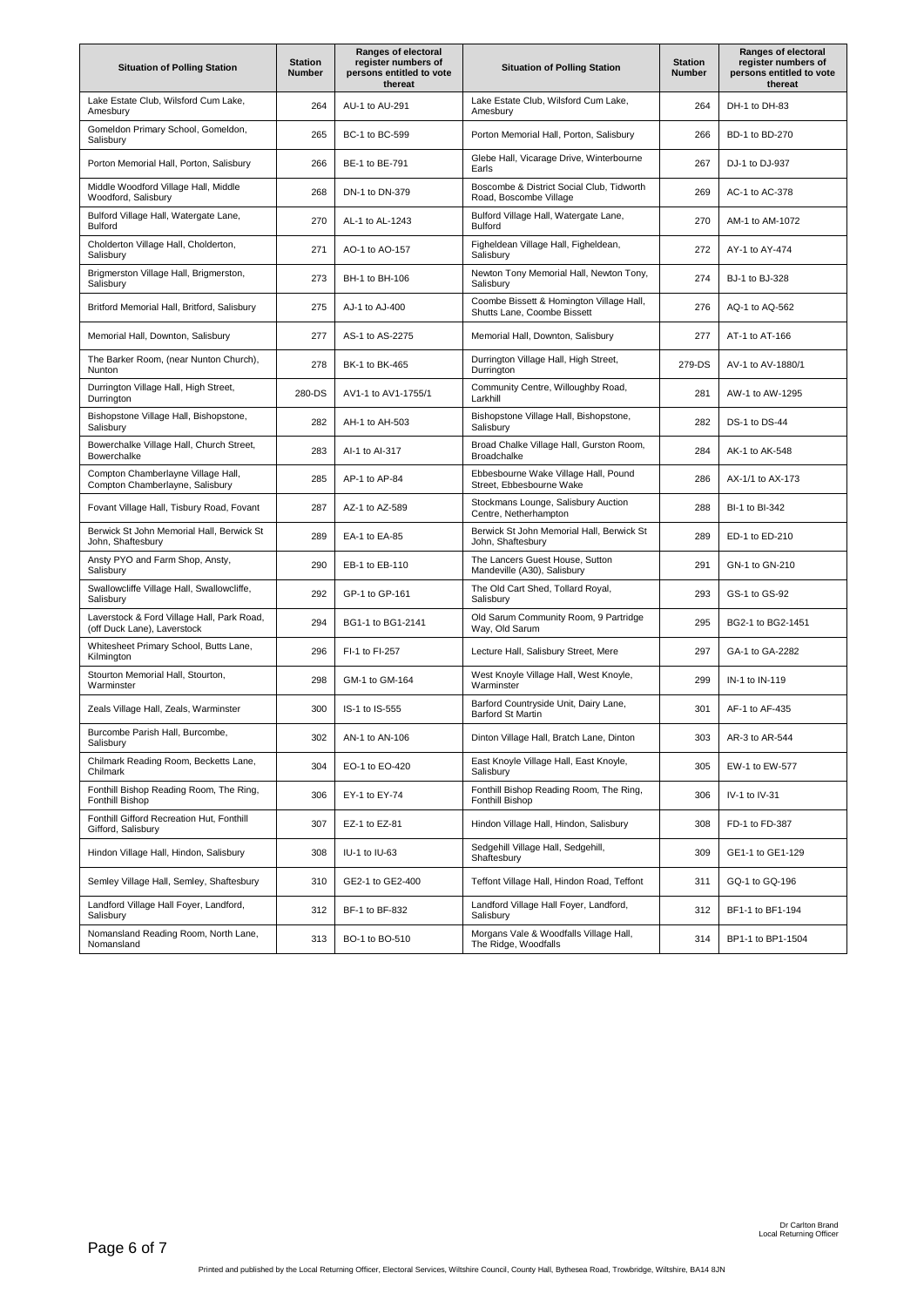| Situation of Polling Station | Station Number | Ranges of electoral register numbers of persons entitled to vote thereat | Situation of Polling Station | Station Number | Ranges of electoral register numbers of persons entitled to vote thereat |
|---|---|---|---|---|---|
| Lake Estate Club, Wilsford Cum Lake, Amesbury | 264 | AU-1 to AU-291 | Lake Estate Club, Wilsford Cum Lake, Amesbury | 264 | DH-1 to DH-83 |
| Gomeldon Primary School, Gomeldon, Salisbury | 265 | BC-1 to BC-599 | Porton Memorial Hall, Porton, Salisbury | 266 | BD-1 to BD-270 |
| Porton Memorial Hall, Porton, Salisbury | 266 | BE-1 to BE-791 | Glebe Hall, Vicarage Drive, Winterbourne Earls | 267 | DJ-1 to DJ-937 |
| Middle Woodford Village Hall, Middle Woodford, Salisbury | 268 | DN-1 to DN-379 | Boscombe & District Social Club, Tidworth Road, Boscombe Village | 269 | AC-1 to AC-378 |
| Bulford Village Hall, Watergate Lane, Bulford | 270 | AL-1 to AL-1243 | Bulford Village Hall, Watergate Lane, Bulford | 270 | AM-1 to AM-1072 |
| Cholderton Village Hall, Cholderton, Salisbury | 271 | AO-1 to AO-157 | Figheldean Village Hall, Figheldean, Salisbury | 272 | AY-1 to AY-474 |
| Brigmerston Village Hall, Brigmerston, Salisbury | 273 | BH-1 to BH-106 | Newton Tony Memorial Hall, Newton Tony, Salisbury | 274 | BJ-1 to BJ-328 |
| Britford Memorial Hall, Britford, Salisbury | 275 | AJ-1 to AJ-400 | Coombe Bissett & Homington Village Hall, Shutts Lane, Coombe Bissett | 276 | AQ-1 to AQ-562 |
| Memorial Hall, Downton, Salisbury | 277 | AS-1 to AS-2275 | Memorial Hall, Downton, Salisbury | 277 | AT-1 to AT-166 |
| The Barker Room, (near Nunton Church), Nunton | 278 | BK-1 to BK-465 | Durrington Village Hall, High Street, Durrington | 279-DS | AV-1 to AV-1880/1 |
| Durrington Village Hall, High Street, Durrington | 280-DS | AV1-1 to AV1-1755/1 | Community Centre, Willoughby Road, Larkhill | 281 | AW-1 to AW-1295 |
| Bishopstone Village Hall, Bishopstone, Salisbury | 282 | AH-1 to AH-503 | Bishopstone Village Hall, Bishopstone, Salisbury | 282 | DS-1 to DS-44 |
| Bowerchalke Village Hall, Church Street, Bowerchalke | 283 | AI-1 to AI-317 | Broad Chalke Village Hall, Gurston Room, Broadchalke | 284 | AK-1 to AK-548 |
| Compton Chamberlayne Village Hall, Compton Chamberlayne, Salisbury | 285 | AP-1 to AP-84 | Ebbesbourne Wake Village Hall, Pound Street, Ebbesbourne Wake | 286 | AX-1/1 to AX-173 |
| Fovant Village Hall, Tisbury Road, Fovant | 287 | AZ-1 to AZ-589 | Stockmans Lounge, Salisbury Auction Centre, Netherhampton | 288 | BI-1 to BI-342 |
| Berwick St John Memorial Hall, Berwick St John, Shaftesbury | 289 | EA-1 to EA-85 | Berwick St John Memorial Hall, Berwick St John, Shaftesbury | 289 | ED-1 to ED-210 |
| Ansty PYO and Farm Shop, Ansty, Salisbury | 290 | EB-1 to EB-110 | The Lancers Guest House, Sutton Mandeville (A30), Salisbury | 291 | GN-1 to GN-210 |
| Swallowcliffe Village Hall, Swallowcliffe, Salisbury | 292 | GP-1 to GP-161 | The Old Cart Shed, Tollard Royal, Salisbury | 293 | GS-1 to GS-92 |
| Laverstock & Ford Village Hall, Park Road, (off Duck Lane), Laverstock | 294 | BG1-1 to BG1-2141 | Old Sarum Community Room, 9 Partridge Way, Old Sarum | 295 | BG2-1 to BG2-1451 |
| Whitesheet Primary School, Butts Lane, Kilmington | 296 | FI-1 to FI-257 | Lecture Hall, Salisbury Street, Mere | 297 | GA-1 to GA-2282 |
| Stourton Memorial Hall, Stourton, Warminster | 298 | GM-1 to GM-164 | West Knoyle Village Hall, West Knoyle, Warminster | 299 | IN-1 to IN-119 |
| Zeals Village Hall, Zeals, Warminster | 300 | IS-1 to IS-555 | Barford Countryside Unit, Dairy Lane, Barford St Martin | 301 | AF-1 to AF-435 |
| Burcombe Parish Hall, Burcombe, Salisbury | 302 | AN-1 to AN-106 | Dinton Village Hall, Bratch Lane, Dinton | 303 | AR-3 to AR-544 |
| Chilmark Reading Room, Becketts Lane, Chilmark | 304 | EO-1 to EO-420 | East Knoyle Village Hall, East Knoyle, Salisbury | 305 | EW-1 to EW-577 |
| Fonthill Bishop Reading Room, The Ring, Fonthill Bishop | 306 | EY-1 to EY-74 | Fonthill Bishop Reading Room, The Ring, Fonthill Bishop | 306 | IV-1 to IV-31 |
| Fonthill Gifford Recreation Hut, Fonthill Gifford, Salisbury | 307 | EZ-1 to EZ-81 | Hindon Village Hall, Hindon, Salisbury | 308 | FD-1 to FD-387 |
| Hindon Village Hall, Hindon, Salisbury | 308 | IU-1 to IU-63 | Sedgehill Village Hall, Sedgehill, Shaftesbury | 309 | GE1-1 to GE1-129 |
| Semley Village Hall, Semley, Shaftesbury | 310 | GE2-1 to GE2-400 | Teffont Village Hall, Hindon Road, Teffont | 311 | GQ-1 to GQ-196 |
| Landford Village Hall Foyer, Landford, Salisbury | 312 | BF-1 to BF-832 | Landford Village Hall Foyer, Landford, Salisbury | 312 | BF1-1 to BF1-194 |
| Nomansland Reading Room, North Lane, Nomansland | 313 | BO-1 to BO-510 | Morgans Vale & Woodfalls Village Hall, The Ridge, Woodfalls | 314 | BP1-1 to BP1-1504 |

Dr Carlton Brand
Local Returning Officer

Printed and published by the Local Returning Officer, Electoral Services, Wiltshire Council, County Hall, Bythesea Road, Trowbridge, Wiltshire, BA14 8JN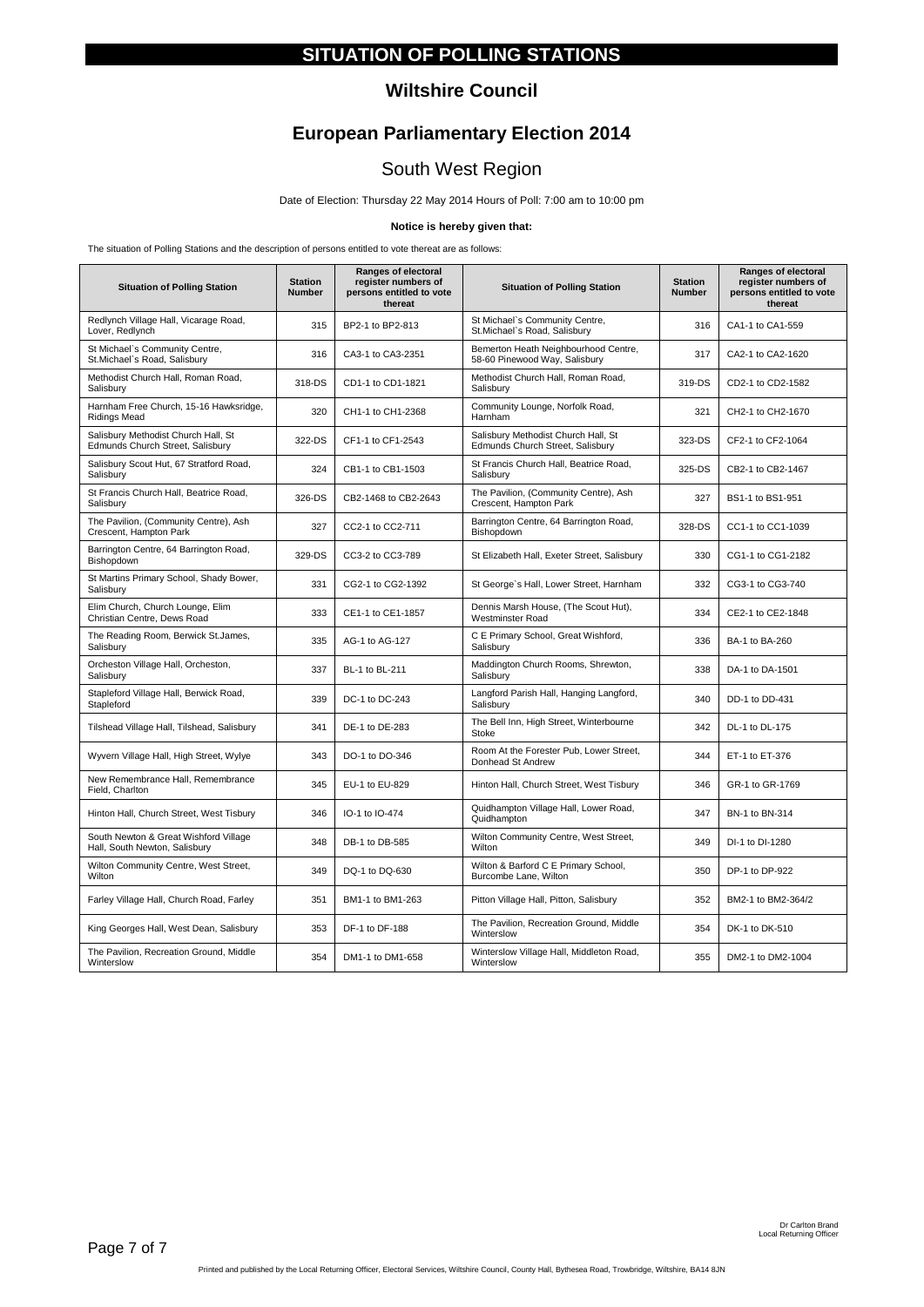# SITUATION OF POLLING STATIONS

## Wiltshire Council

## European Parliamentary Election 2014

### South West Region

Date of Election: Thursday 22 May 2014 Hours of Poll: 7:00 am to 10:00 pm

**Notice is hereby given that:**

The situation of Polling Stations and the description of persons entitled to vote thereat are as follows:

| Situation of Polling Station | Station Number | Ranges of electoral register numbers of persons entitled to vote thereat | Situation of Polling Station | Station Number | Ranges of electoral register numbers of persons entitled to vote thereat |
|---|---|---|---|---|---|
| Redlynch Village Hall, Vicarage Road, Lover, Redlynch | 315 | BP2-1 to BP2-813 | St Michael`s Community Centre, St.Michael`s Road, Salisbury | 316 | CA1-1 to CA1-559 |
| St Michael`s Community Centre, St.Michael`s Road, Salisbury | 316 | CA3-1 to CA3-2351 | Bemerton Heath Neighbourhood Centre, 58-60 Pinewood Way, Salisbury | 317 | CA2-1 to CA2-1620 |
| Methodist Church Hall, Roman Road, Salisbury | 318-DS | CD1-1 to CD1-1821 | Methodist Church Hall, Roman Road, Salisbury | 319-DS | CD2-1 to CD2-1582 |
| Harnham Free Church, 15-16 Hawksridge, Ridings Mead | 320 | CH1-1 to CH1-2368 | Community Lounge, Norfolk Road, Harnham | 321 | CH2-1 to CH2-1670 |
| Salisbury Methodist Church Hall, St Edmunds Church Street, Salisbury | 322-DS | CF1-1 to CF1-2543 | Salisbury Methodist Church Hall, St Edmunds Church Street, Salisbury | 323-DS | CF2-1 to CF2-1064 |
| Salisbury Scout Hut, 67 Stratford Road, Salisbury | 324 | CB1-1 to CB1-1503 | St Francis Church Hall, Beatrice Road, Salisbury | 325-DS | CB2-1 to CB2-1467 |
| St Francis Church Hall, Beatrice Road, Salisbury | 326-DS | CB2-1468 to CB2-2643 | The Pavilion, (Community Centre), Ash Crescent, Hampton Park | 327 | BS1-1 to BS1-951 |
| The Pavilion, (Community Centre), Ash Crescent, Hampton Park | 327 | CC2-1 to CC2-711 | Barrington Centre, 64 Barrington Road, Bishopdown | 328-DS | CC1-1 to CC1-1039 |
| Barrington Centre, 64 Barrington Road, Bishopdown | 329-DS | CC3-2 to CC3-789 | St Elizabeth Hall, Exeter Street, Salisbury | 330 | CG1-1 to CG1-2182 |
| St Martins Primary School, Shady Bower, Salisbury | 331 | CG2-1 to CG2-1392 | St George`s Hall, Lower Street, Harnham | 332 | CG3-1 to CG3-740 |
| Elim Church, Church Lounge, Elim Christian Centre, Dews Road | 333 | CE1-1 to CE1-1857 | Dennis Marsh House, (The Scout Hut), Westminster Road | 334 | CE2-1 to CE2-1848 |
| The Reading Room, Berwick St.James, Salisbury | 335 | AG-1 to AG-127 | C E Primary School, Great Wishford, Salisbury | 336 | BA-1 to BA-260 |
| Orcheston Village Hall, Orcheston, Salisbury | 337 | BL-1 to BL-211 | Maddington Church Rooms, Shrewton, Salisbury | 338 | DA-1 to DA-1501 |
| Stapleford Village Hall, Berwick Road, Stapleford | 339 | DC-1 to DC-243 | Langford Parish Hall, Hanging Langford, Salisbury | 340 | DD-1 to DD-431 |
| Tilshead Village Hall, Tilshead, Salisbury | 341 | DE-1 to DE-283 | The Bell Inn, High Street, Winterbourne Stoke | 342 | DL-1 to DL-175 |
| Wyvern Village Hall, High Street, Wylye | 343 | DO-1 to DO-346 | Room At the Forester Pub, Lower Street, Donhead St Andrew | 344 | ET-1 to ET-376 |
| New Remembrance Hall, Remembrance Field, Charlton | 345 | EU-1 to EU-829 | Hinton Hall, Church Street, West Tisbury | 346 | GR-1 to GR-1769 |
| Hinton Hall, Church Street, West Tisbury | 346 | IO-1 to IO-474 | Quidhampton Village Hall, Lower Road, Quidhampton | 347 | BN-1 to BN-314 |
| South Newton & Great Wishford Village Hall, South Newton, Salisbury | 348 | DB-1 to DB-585 | Wilton Community Centre, West Street, Wilton | 349 | DI-1 to DI-1280 |
| Wilton Community Centre, West Street, Wilton | 349 | DQ-1 to DQ-630 | Wilton & Barford C E Primary School, Burcombe Lane, Wilton | 350 | DP-1 to DP-922 |
| Farley Village Hall, Church Road, Farley | 351 | BM1-1 to BM1-263 | Pitton Village Hall, Pitton, Salisbury | 352 | BM2-1 to BM2-364/2 |
| King Georges Hall, West Dean, Salisbury | 353 | DF-1 to DF-188 | The Pavilion, Recreation Ground, Middle Winterslow | 354 | DK-1 to DK-510 |
| The Pavilion, Recreation Ground, Middle Winterslow | 354 | DM1-1 to DM1-658 | Winterslow Village Hall, Middleton Road, Winterslow | 355 | DM2-1 to DM2-1004 |

Dr Carlton Brand
Local Returning Officer

Printed and published by the Local Returning Officer, Electoral Services, Wiltshire Council, County Hall, Bythesea Road, Trowbridge, Wiltshire, BA14 8JN